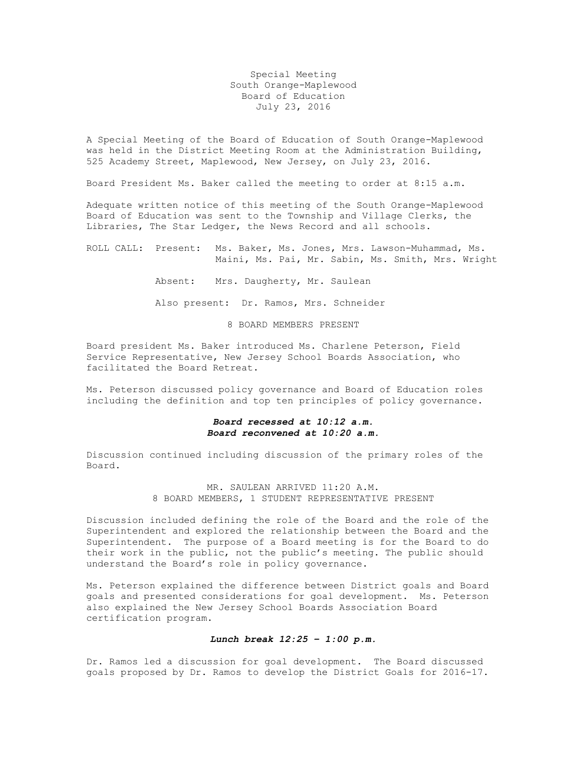# Special Meeting
## South Orange-Maplewood
## Board of Education
## July 23, 2016

A Special Meeting of the Board of Education of South Orange-Maplewood was held in the District Meeting Room at the Administration Building, 525 Academy Street, Maplewood, New Jersey, on July 23, 2016.

Board President Ms. Baker called the meeting to order at 8:15 a.m.

Adequate written notice of this meeting of the South Orange-Maplewood Board of Education was sent to the Township and Village Clerks, the Libraries, The Star Ledger, the News Record and all schools.

ROLL CALL: Present: Ms. Baker, Ms. Jones, Mrs. Lawson-Muhammad, Ms. Maini, Ms. Pai, Mr. Sabin, Ms. Smith, Mrs. Wright

Absent: Mrs. Daugherty, Mr. Saulean

Also present: Dr. Ramos, Mrs. Schneider

8 BOARD MEMBERS PRESENT

Board president Ms. Baker introduced Ms. Charlene Peterson, Field Service Representative, New Jersey School Boards Association, who facilitated the Board Retreat.

Ms. Peterson discussed policy governance and Board of Education roles including the definition and top ten principles of policy governance.

***Board recessed at 10:12 a.m.***
***Board reconvened at 10:20 a.m.***

Discussion continued including discussion of the primary roles of the Board.

MR. SAULEAN ARRIVED 11:20 A.M.
8 BOARD MEMBERS, 1 STUDENT REPRESENTATIVE PRESENT

Discussion included defining the role of the Board and the role of the Superintendent and explored the relationship between the Board and the Superintendent. The purpose of a Board meeting is for the Board to do their work in the public, not the public's meeting. The public should understand the Board's role in policy governance.

Ms. Peterson explained the difference between District goals and Board goals and presented considerations for goal development. Ms. Peterson also explained the New Jersey School Boards Association Board certification program.

***Lunch break 12:25 – 1:00 p.m.***

Dr. Ramos led a discussion for goal development. The Board discussed goals proposed by Dr. Ramos to develop the District Goals for 2016-17.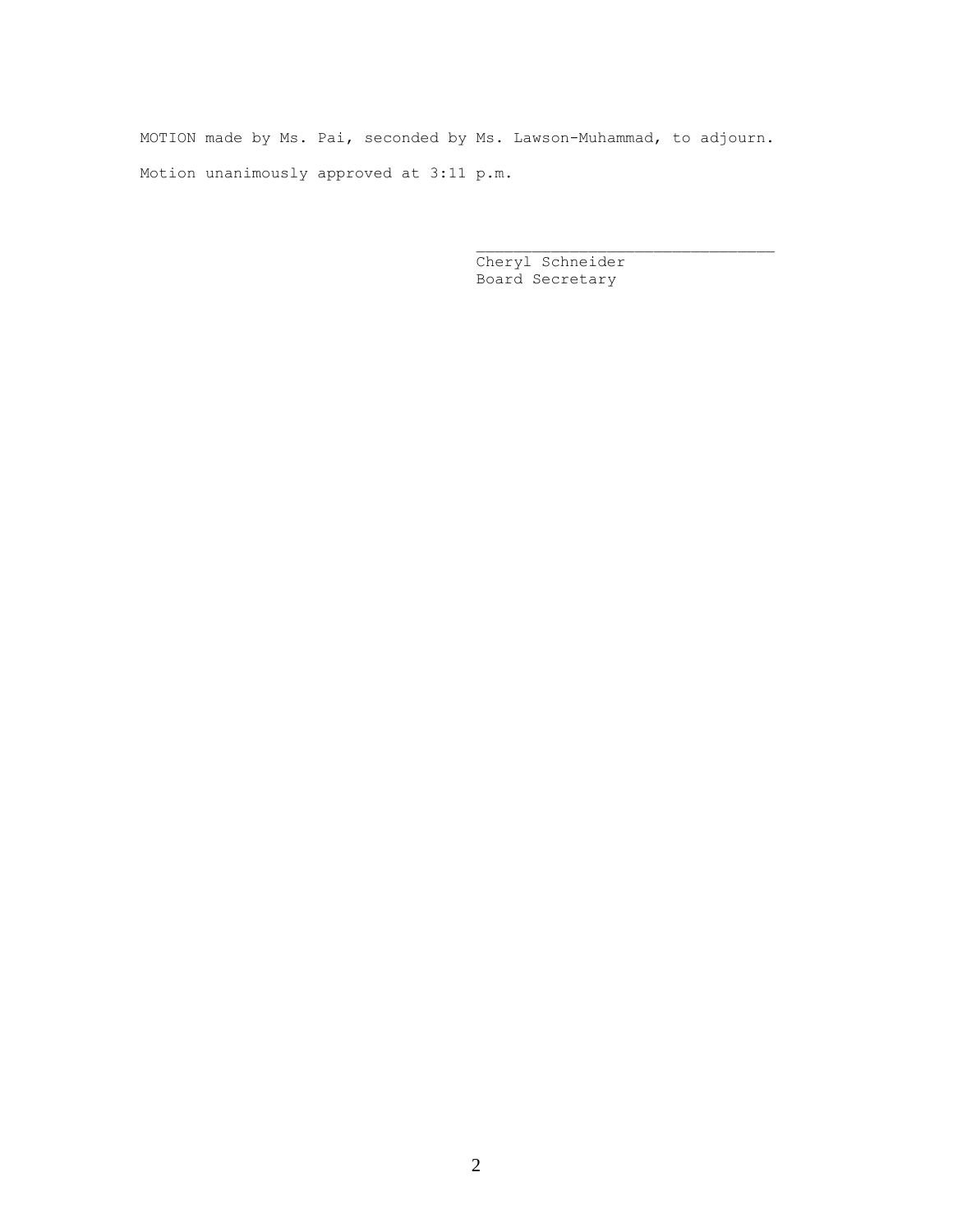MOTION made by Ms. Pai, seconded by Ms. Lawson-Muhammad, to adjourn.

Motion unanimously approved at 3:11 p.m.

________________________________
Cheryl Schneider
Board Secretary